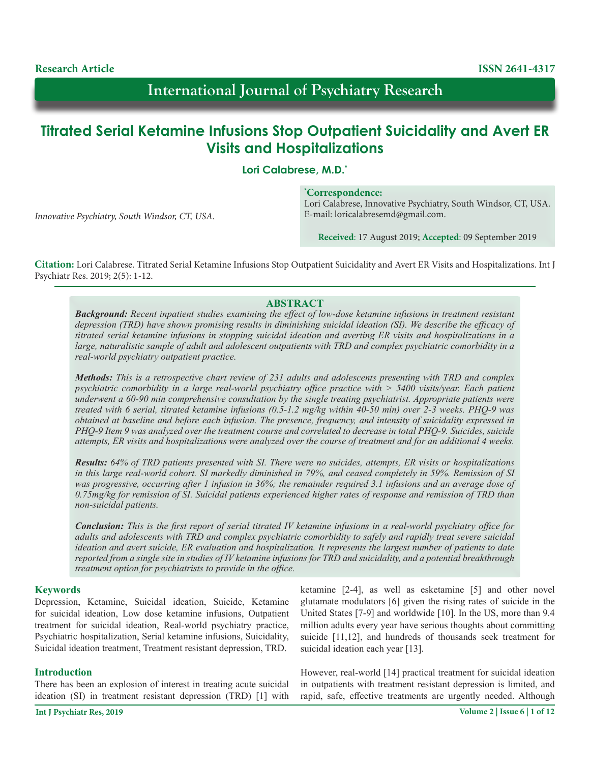Research Article

ISSN 2641-4317

# International Journal of Psychiatry Research

# Titrated Serial Ketamine Infusions Stop Outpatient Suicidality and Avert ER Visits and Hospitalizations

**Lori Calabrese, M.D.***

*Innovative Psychiatry, South Windsor, CT, USA.*

***Correspondence:**
Lori Calabrese, Innovative Psychiatry, South Windsor, CT, USA.
E-mail: loricalabresemd@gmail.com.

**Received**: 17 August 2019; **Accepted**: 09 September 2019

**Citation:** Lori Calabrese. Titrated Serial Ketamine Infusions Stop Outpatient Suicidality and Avert ER Visits and Hospitalizations. Int J Psychiatr Res. 2019; 2(5): 1-12.

## ABSTRACT

***Background:*** *Recent inpatient studies examining the effect of low-dose ketamine infusions in treatment resistant depression (TRD) have shown promising results in diminishing suicidal ideation (SI). We describe the efficacy of titrated serial ketamine infusions in stopping suicidal ideation and averting ER visits and hospitalizations in a large, naturalistic sample of adult and adolescent outpatients with TRD and complex psychiatric comorbidity in a real-world psychiatry outpatient practice.*

***Methods:*** *This is a retrospective chart review of 231 adults and adolescents presenting with TRD and complex psychiatric comorbidity in a large real-world psychiatry office practice with > 5400 visits/year. Each patient underwent a 60-90 min comprehensive consultation by the single treating psychiatrist. Appropriate patients were treated with 6 serial, titrated ketamine infusions (0.5-1.2 mg/kg within 40-50 min) over 2-3 weeks. PHQ-9 was obtained at baseline and before each infusion. The presence, frequency, and intensity of suicidality expressed in PHQ-9 Item 9 was analyzed over the treatment course and correlated to decrease in total PHQ-9. Suicides, suicide attempts, ER visits and hospitalizations were analyzed over the course of treatment and for an additional 4 weeks.*

***Results:*** *64% of TRD patients presented with SI. There were no suicides, attempts, ER visits or hospitalizations in this large real-world cohort. SI markedly diminished in 79%, and ceased completely in 59%. Remission of SI was progressive, occurring after 1 infusion in 36%; the remainder required 3.1 infusions and an average dose of 0.75mg/kg for remission of SI. Suicidal patients experienced higher rates of response and remission of TRD than non-suicidal patients.*

***Conclusion:*** *This is the first report of serial titrated IV ketamine infusions in a real-world psychiatry office for adults and adolescents with TRD and complex psychiatric comorbidity to safely and rapidly treat severe suicidal ideation and avert suicide, ER evaluation and hospitalization. It represents the largest number of patients to date reported from a single site in studies of IV ketamine infusions for TRD and suicidality, and a potential breakthrough treatment option for psychiatrists to provide in the office.*

## Keywords

Depression, Ketamine, Suicidal ideation, Suicide, Ketamine for suicidal ideation, Low dose ketamine infusions, Outpatient treatment for suicidal ideation, Real-world psychiatry practice, Psychiatric hospitalization, Serial ketamine infusions, Suicidality, Suicidal ideation treatment, Treatment resistant depression, TRD.

## Introduction

There has been an explosion of interest in treating acute suicidal ideation (SI) in treatment resistant depression (TRD) [1] with ketamine [2-4], as well as esketamine [5] and other novel glutamate modulators [6] given the rising rates of suicide in the United States [7-9] and worldwide [10]. In the US, more than 9.4 million adults every year have serious thoughts about committing suicide [11,12], and hundreds of thousands seek treatment for suicidal ideation each year [13].

However, real-world [14] practical treatment for suicidal ideation in outpatients with treatment resistant depression is limited, and rapid, safe, effective treatments are urgently needed. Although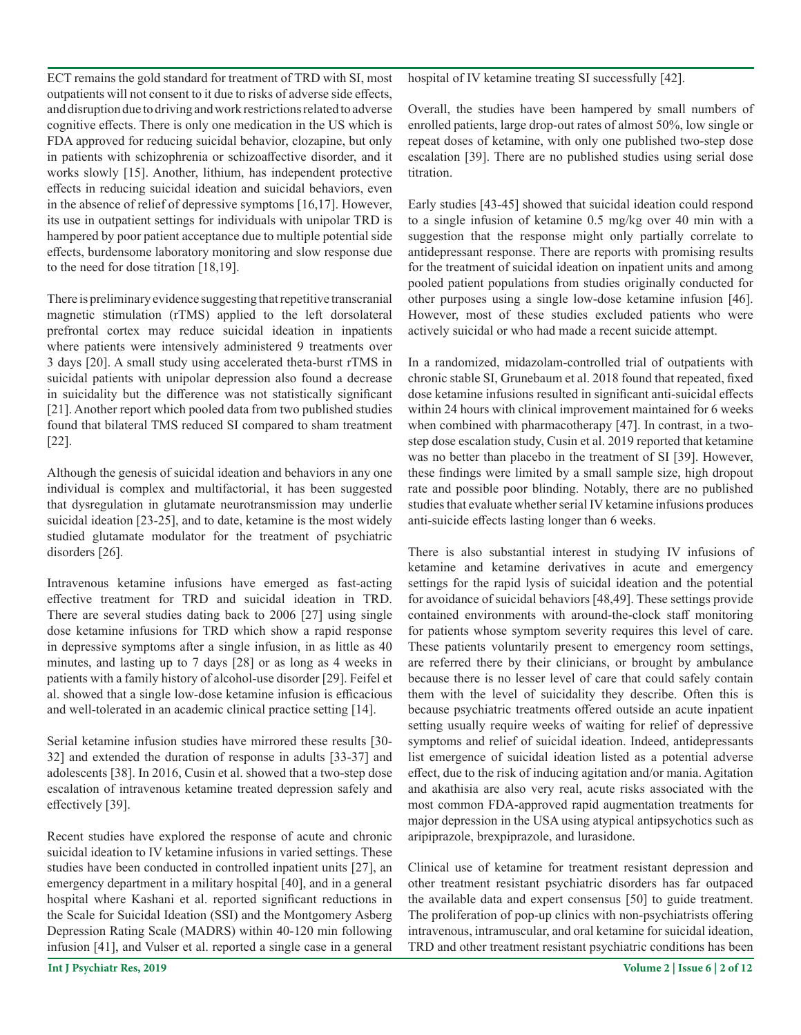ECT remains the gold standard for treatment of TRD with SI, most outpatients will not consent to it due to risks of adverse side effects, and disruption due to driving and work restrictions related to adverse cognitive effects. There is only one medication in the US which is FDA approved for reducing suicidal behavior, clozapine, but only in patients with schizophrenia or schizoaffective disorder, and it works slowly [15]. Another, lithium, has independent protective effects in reducing suicidal ideation and suicidal behaviors, even in the absence of relief of depressive symptoms [16,17]. However, its use in outpatient settings for individuals with unipolar TRD is hampered by poor patient acceptance due to multiple potential side effects, burdensome laboratory monitoring and slow response due to the need for dose titration [18,19].

There is preliminary evidence suggesting that repetitive transcranial magnetic stimulation (rTMS) applied to the left dorsolateral prefrontal cortex may reduce suicidal ideation in inpatients where patients were intensively administered 9 treatments over 3 days [20]. A small study using accelerated theta-burst rTMS in suicidal patients with unipolar depression also found a decrease in suicidality but the difference was not statistically significant [21]. Another report which pooled data from two published studies found that bilateral TMS reduced SI compared to sham treatment [22].

Although the genesis of suicidal ideation and behaviors in any one individual is complex and multifactorial, it has been suggested that dysregulation in glutamate neurotransmission may underlie suicidal ideation [23-25], and to date, ketamine is the most widely studied glutamate modulator for the treatment of psychiatric disorders [26].

Intravenous ketamine infusions have emerged as fast-acting effective treatment for TRD and suicidal ideation in TRD. There are several studies dating back to 2006 [27] using single dose ketamine infusions for TRD which show a rapid response in depressive symptoms after a single infusion, in as little as 40 minutes, and lasting up to 7 days [28] or as long as 4 weeks in patients with a family history of alcohol-use disorder [29]. Feifel et al. showed that a single low-dose ketamine infusion is efficacious and well-tolerated in an academic clinical practice setting [14].

Serial ketamine infusion studies have mirrored these results [30-32] and extended the duration of response in adults [33-37] and adolescents [38]. In 2016, Cusin et al. showed that a two-step dose escalation of intravenous ketamine treated depression safely and effectively [39].

Recent studies have explored the response of acute and chronic suicidal ideation to IV ketamine infusions in varied settings. These studies have been conducted in controlled inpatient units [27], an emergency department in a military hospital [40], and in a general hospital where Kashani et al. reported significant reductions in the Scale for Suicidal Ideation (SSI) and the Montgomery Asberg Depression Rating Scale (MADRS) within 40-120 min following infusion [41], and Vulser et al. reported a single case in a general hospital of IV ketamine treating SI successfully [42].

Overall, the studies have been hampered by small numbers of enrolled patients, large drop-out rates of almost 50%, low single or repeat doses of ketamine, with only one published two-step dose escalation [39]. There are no published studies using serial dose titration.

Early studies [43-45] showed that suicidal ideation could respond to a single infusion of ketamine 0.5 mg/kg over 40 min with a suggestion that the response might only partially correlate to antidepressant response. There are reports with promising results for the treatment of suicidal ideation on inpatient units and among pooled patient populations from studies originally conducted for other purposes using a single low-dose ketamine infusion [46]. However, most of these studies excluded patients who were actively suicidal or who had made a recent suicide attempt.

In a randomized, midazolam-controlled trial of outpatients with chronic stable SI, Grunebaum et al. 2018 found that repeated, fixed dose ketamine infusions resulted in significant anti-suicidal effects within 24 hours with clinical improvement maintained for 6 weeks when combined with pharmacotherapy [47]. In contrast, in a two-step dose escalation study, Cusin et al. 2019 reported that ketamine was no better than placebo in the treatment of SI [39]. However, these findings were limited by a small sample size, high dropout rate and possible poor blinding. Notably, there are no published studies that evaluate whether serial IV ketamine infusions produces anti-suicide effects lasting longer than 6 weeks.

There is also substantial interest in studying IV infusions of ketamine and ketamine derivatives in acute and emergency settings for the rapid lysis of suicidal ideation and the potential for avoidance of suicidal behaviors [48,49]. These settings provide contained environments with around-the-clock staff monitoring for patients whose symptom severity requires this level of care. These patients voluntarily present to emergency room settings, are referred there by their clinicians, or brought by ambulance because there is no lesser level of care that could safely contain them with the level of suicidality they describe. Often this is because psychiatric treatments offered outside an acute inpatient setting usually require weeks of waiting for relief of depressive symptoms and relief of suicidal ideation. Indeed, antidepressants list emergence of suicidal ideation listed as a potential adverse effect, due to the risk of inducing agitation and/or mania. Agitation and akathisia are also very real, acute risks associated with the most common FDA-approved rapid augmentation treatments for major depression in the USA using atypical antipsychotics such as aripiprazole, brexpiprazole, and lurasidone.

Clinical use of ketamine for treatment resistant depression and other treatment resistant psychiatric disorders has far outpaced the available data and expert consensus [50] to guide treatment. The proliferation of pop-up clinics with non-psychiatrists offering intravenous, intramuscular, and oral ketamine for suicidal ideation, TRD and other treatment resistant psychiatric conditions has been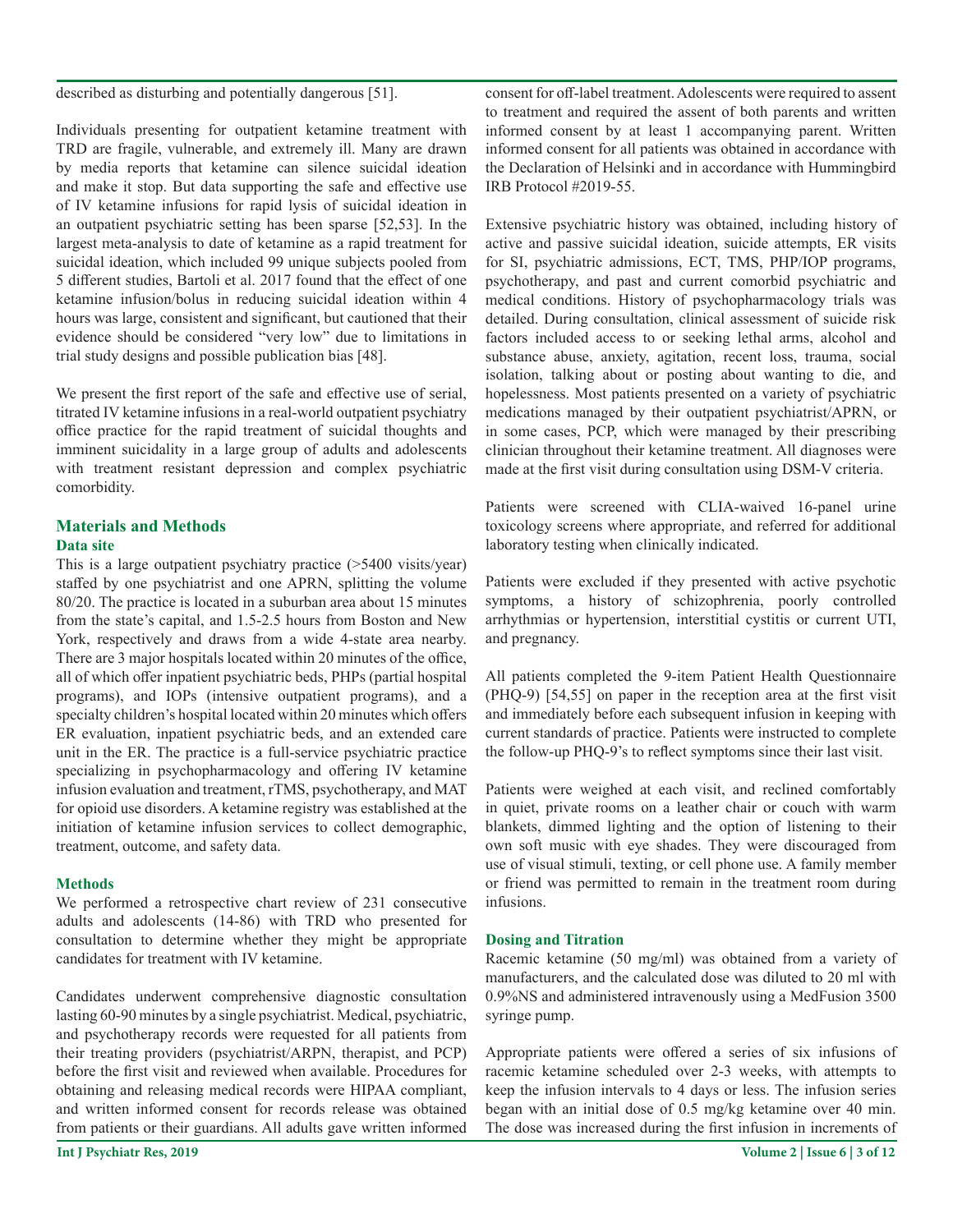described as disturbing and potentially dangerous [51].

Individuals presenting for outpatient ketamine treatment with TRD are fragile, vulnerable, and extremely ill. Many are drawn by media reports that ketamine can silence suicidal ideation and make it stop. But data supporting the safe and effective use of IV ketamine infusions for rapid lysis of suicidal ideation in an outpatient psychiatric setting has been sparse [52,53]. In the largest meta-analysis to date of ketamine as a rapid treatment for suicidal ideation, which included 99 unique subjects pooled from 5 different studies, Bartoli et al. 2017 found that the effect of one ketamine infusion/bolus in reducing suicidal ideation within 4 hours was large, consistent and significant, but cautioned that their evidence should be considered "very low" due to limitations in trial study designs and possible publication bias [48].

We present the first report of the safe and effective use of serial, titrated IV ketamine infusions in a real-world outpatient psychiatry office practice for the rapid treatment of suicidal thoughts and imminent suicidality in a large group of adults and adolescents with treatment resistant depression and complex psychiatric comorbidity.

## Materials and Methods

### Data site

This is a large outpatient psychiatry practice (>5400 visits/year) staffed by one psychiatrist and one APRN, splitting the volume 80/20. The practice is located in a suburban area about 15 minutes from the state's capital, and 1.5-2.5 hours from Boston and New York, respectively and draws from a wide 4-state area nearby. There are 3 major hospitals located within 20 minutes of the office, all of which offer inpatient psychiatric beds, PHPs (partial hospital programs), and IOPs (intensive outpatient programs), and a specialty children's hospital located within 20 minutes which offers ER evaluation, inpatient psychiatric beds, and an extended care unit in the ER. The practice is a full-service psychiatric practice specializing in psychopharmacology and offering IV ketamine infusion evaluation and treatment, rTMS, psychotherapy, and MAT for opioid use disorders. A ketamine registry was established at the initiation of ketamine infusion services to collect demographic, treatment, outcome, and safety data.

### Methods

We performed a retrospective chart review of 231 consecutive adults and adolescents (14-86) with TRD who presented for consultation to determine whether they might be appropriate candidates for treatment with IV ketamine.

Candidates underwent comprehensive diagnostic consultation lasting 60-90 minutes by a single psychiatrist. Medical, psychiatric, and psychotherapy records were requested for all patients from their treating providers (psychiatrist/ARPN, therapist, and PCP) before the first visit and reviewed when available. Procedures for obtaining and releasing medical records were HIPAA compliant, and written informed consent for records release was obtained from patients or their guardians. All adults gave written informed consent for off-label treatment. Adolescents were required to assent to treatment and required the assent of both parents and written informed consent by at least 1 accompanying parent. Written informed consent for all patients was obtained in accordance with the Declaration of Helsinki and in accordance with Hummingbird IRB Protocol #2019-55.

Extensive psychiatric history was obtained, including history of active and passive suicidal ideation, suicide attempts, ER visits for SI, psychiatric admissions, ECT, TMS, PHP/IOP programs, psychotherapy, and past and current comorbid psychiatric and medical conditions. History of psychopharmacology trials was detailed. During consultation, clinical assessment of suicide risk factors included access to or seeking lethal arms, alcohol and substance abuse, anxiety, agitation, recent loss, trauma, social isolation, talking about or posting about wanting to die, and hopelessness. Most patients presented on a variety of psychiatric medications managed by their outpatient psychiatrist/APRN, or in some cases, PCP, which were managed by their prescribing clinician throughout their ketamine treatment. All diagnoses were made at the first visit during consultation using DSM-V criteria.

Patients were screened with CLIA-waived 16-panel urine toxicology screens where appropriate, and referred for additional laboratory testing when clinically indicated.

Patients were excluded if they presented with active psychotic symptoms, a history of schizophrenia, poorly controlled arrhythmias or hypertension, interstitial cystitis or current UTI, and pregnancy.

All patients completed the 9-item Patient Health Questionnaire (PHQ-9) [54,55] on paper in the reception area at the first visit and immediately before each subsequent infusion in keeping with current standards of practice. Patients were instructed to complete the follow-up PHQ-9's to reflect symptoms since their last visit.

Patients were weighed at each visit, and reclined comfortably in quiet, private rooms on a leather chair or couch with warm blankets, dimmed lighting and the option of listening to their own soft music with eye shades. They were discouraged from use of visual stimuli, texting, or cell phone use. A family member or friend was permitted to remain in the treatment room during infusions.

### Dosing and Titration

Racemic ketamine (50 mg/ml) was obtained from a variety of manufacturers, and the calculated dose was diluted to 20 ml with 0.9%NS and administered intravenously using a MedFusion 3500 syringe pump.

Appropriate patients were offered a series of six infusions of racemic ketamine scheduled over 2-3 weeks, with attempts to keep the infusion intervals to 4 days or less. The infusion series began with an initial dose of 0.5 mg/kg ketamine over 40 min. The dose was increased during the first infusion in increments of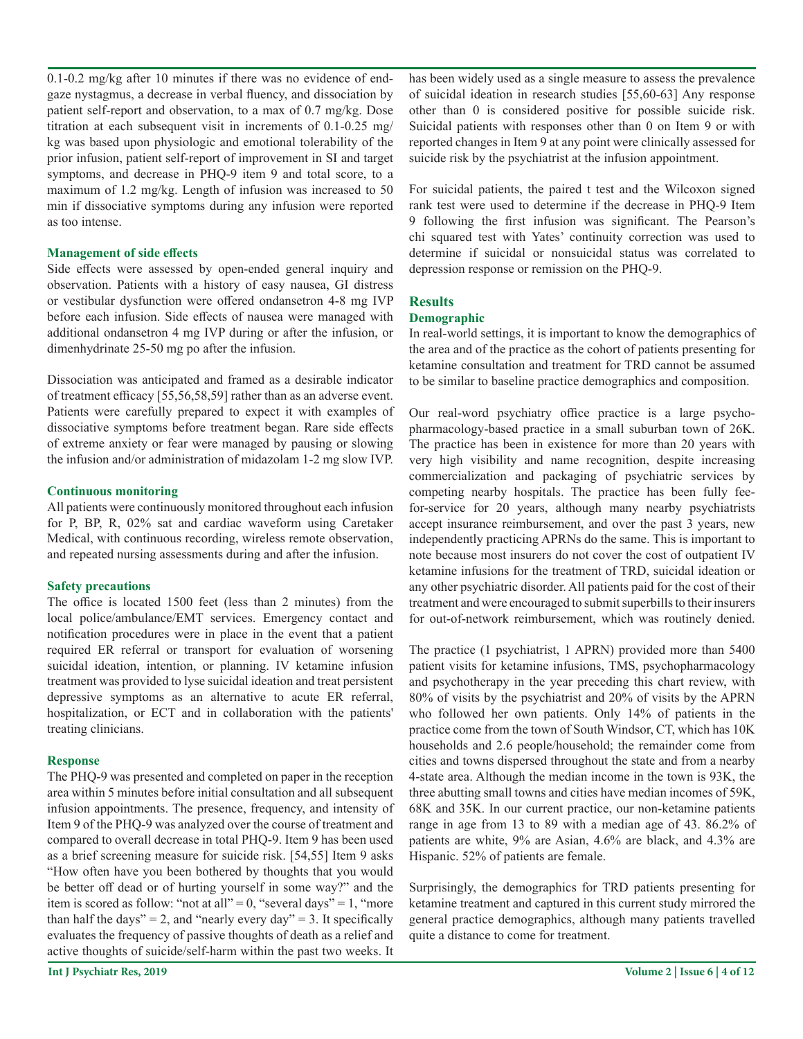0.1-0.2 mg/kg after 10 minutes if there was no evidence of end-gaze nystagmus, a decrease in verbal fluency, and dissociation by patient self-report and observation, to a max of 0.7 mg/kg. Dose titration at each subsequent visit in increments of 0.1-0.25 mg/kg was based upon physiologic and emotional tolerability of the prior infusion, patient self-report of improvement in SI and target symptoms, and decrease in PHQ-9 item 9 and total score, to a maximum of 1.2 mg/kg. Length of infusion was increased to 50 min if dissociative symptoms during any infusion were reported as too intense.

### Management of side effects

Side effects were assessed by open-ended general inquiry and observation. Patients with a history of easy nausea, GI distress or vestibular dysfunction were offered ondansetron 4-8 mg IVP before each infusion. Side effects of nausea were managed with additional ondansetron 4 mg IVP during or after the infusion, or dimenhydrinate 25-50 mg po after the infusion.

Dissociation was anticipated and framed as a desirable indicator of treatment efficacy [55,56,58,59] rather than as an adverse event. Patients were carefully prepared to expect it with examples of dissociative symptoms before treatment began. Rare side effects of extreme anxiety or fear were managed by pausing or slowing the infusion and/or administration of midazolam 1-2 mg slow IVP.

### Continuous monitoring

All patients were continuously monitored throughout each infusion for P, BP, R, 02% sat and cardiac waveform using Caretaker Medical, with continuous recording, wireless remote observation, and repeated nursing assessments during and after the infusion.

### Safety precautions

The office is located 1500 feet (less than 2 minutes) from the local police/ambulance/EMT services. Emergency contact and notification procedures were in place in the event that a patient required ER referral or transport for evaluation of worsening suicidal ideation, intention, or planning. IV ketamine infusion treatment was provided to lyse suicidal ideation and treat persistent depressive symptoms as an alternative to acute ER referral, hospitalization, or ECT and in collaboration with the patients' treating clinicians.

### Response

The PHQ-9 was presented and completed on paper in the reception area within 5 minutes before initial consultation and all subsequent infusion appointments. The presence, frequency, and intensity of Item 9 of the PHQ-9 was analyzed over the course of treatment and compared to overall decrease in total PHQ-9. Item 9 has been used as a brief screening measure for suicide risk. [54,55] Item 9 asks "How often have you been bothered by thoughts that you would be better off dead or of hurting yourself in some way?" and the item is scored as follow: "not at all" = 0, "several days" = 1, "more than half the days" = 2, and "nearly every day" = 3. It specifically evaluates the frequency of passive thoughts of death as a relief and active thoughts of suicide/self-harm within the past two weeks. It has been widely used as a single measure to assess the prevalence of suicidal ideation in research studies [55,60-63] Any response other than 0 is considered positive for possible suicide risk. Suicidal patients with responses other than 0 on Item 9 or with reported changes in Item 9 at any point were clinically assessed for suicide risk by the psychiatrist at the infusion appointment.

For suicidal patients, the paired t test and the Wilcoxon signed rank test were used to determine if the decrease in PHQ-9 Item 9 following the first infusion was significant. The Pearson's chi squared test with Yates' continuity correction was used to determine if suicidal or nonsuicidal status was correlated to depression response or remission on the PHQ-9.

## Results

### Demographic

In real-world settings, it is important to know the demographics of the area and of the practice as the cohort of patients presenting for ketamine consultation and treatment for TRD cannot be assumed to be similar to baseline practice demographics and composition.

Our real-word psychiatry office practice is a large psycho-pharmacology-based practice in a small suburban town of 26K. The practice has been in existence for more than 20 years with very high visibility and name recognition, despite increasing commercialization and packaging of psychiatric services by competing nearby hospitals. The practice has been fully fee-for-service for 20 years, although many nearby psychiatrists accept insurance reimbursement, and over the past 3 years, new independently practicing APRNs do the same. This is important to note because most insurers do not cover the cost of outpatient IV ketamine infusions for the treatment of TRD, suicidal ideation or any other psychiatric disorder. All patients paid for the cost of their treatment and were encouraged to submit superbills to their insurers for out-of-network reimbursement, which was routinely denied.

The practice (1 psychiatrist, 1 APRN) provided more than 5400 patient visits for ketamine infusions, TMS, psychopharmacology and psychotherapy in the year preceding this chart review, with 80% of visits by the psychiatrist and 20% of visits by the APRN who followed her own patients. Only 14% of patients in the practice come from the town of South Windsor, CT, which has 10K households and 2.6 people/household; the remainder come from cities and towns dispersed throughout the state and from a nearby 4-state area. Although the median income in the town is 93K, the three abutting small towns and cities have median incomes of 59K, 68K and 35K. In our current practice, our non-ketamine patients range in age from 13 to 89 with a median age of 43. 86.2% of patients are white, 9% are Asian, 4.6% are black, and 4.3% are Hispanic. 52% of patients are female.

Surprisingly, the demographics for TRD patients presenting for ketamine treatment and captured in this current study mirrored the general practice demographics, although many patients travelled quite a distance to come for treatment.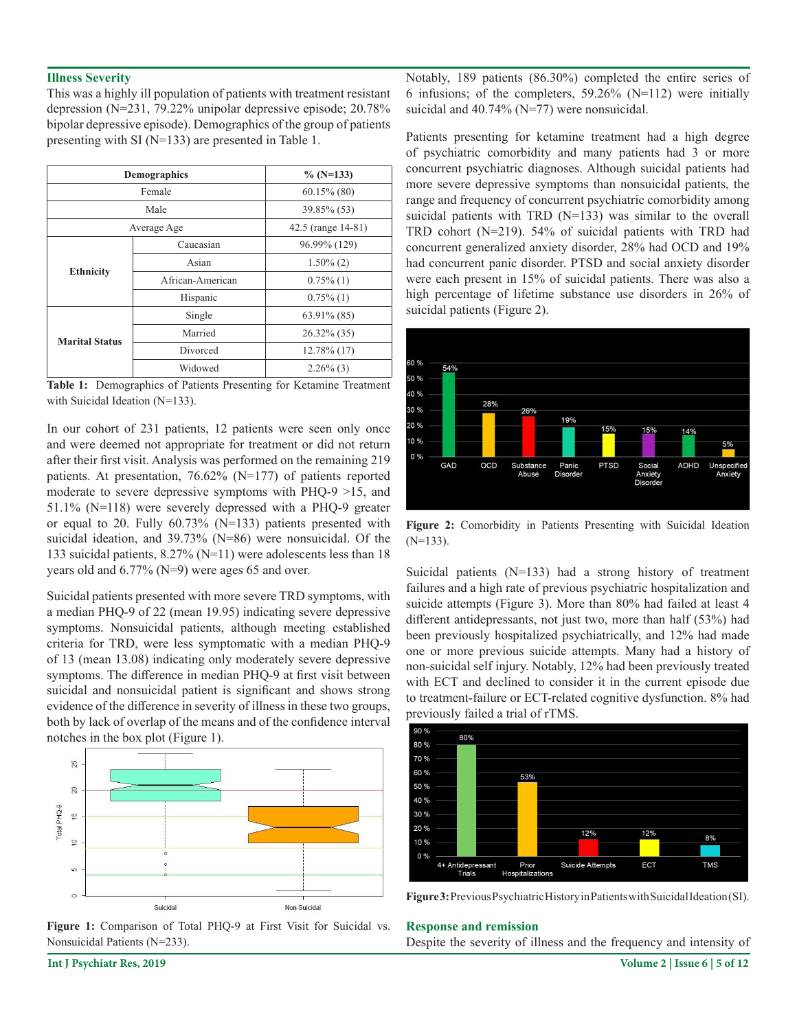## Illness Severity

This was a highly ill population of patients with treatment resistant depression (N=231, 79.22% unipolar depressive episode; 20.78% bipolar depressive episode). Demographics of the group of patients presenting with SI (N=133) are presented in Table 1.

| Demographics | | % (N=133) |
|---|---|---|
| Female | | 60.15% (80) |
| Male | | 39.85% (53) |
| Average Age | | 42.5 (range 14-81) |
| **Ethnicity** | Caucasian | 96.99% (129) |
| | Asian | 1.50% (2) |
| | African-American | 0.75% (1) |
| | Hispanic | 0.75% (1) |
| **Marital Status** | Single | 63.91% (85) |
| | Married | 26.32% (35) |
| | Divorced | 12.78% (17) |
| | Widowed | 2.26% (3) |

**Table 1:** Demographics of Patients Presenting for Ketamine Treatment with Suicidal Ideation (N=133).

In our cohort of 231 patients, 12 patients were seen only once and were deemed not appropriate for treatment or did not return after their first visit. Analysis was performed on the remaining 219 patients. At presentation, 76.62% (N=177) of patients reported moderate to severe depressive symptoms with PHQ-9 >15, and 51.1% (N=118) were severely depressed with a PHQ-9 greater or equal to 20. Fully 60.73% (N=133) patients presented with suicidal ideation, and 39.73% (N=86) were nonsuicidal. Of the 133 suicidal patients, 8.27% (N=11) were adolescents less than 18 years old and 6.77% (N=9) were ages 65 and over.

Suicidal patients presented with more severe TRD symptoms, with a median PHQ-9 of 22 (mean 19.95) indicating severe depressive symptoms. Nonsuicidal patients, although meeting established criteria for TRD, were less symptomatic with a median PHQ-9 of 13 (mean 13.08) indicating only moderately severe depressive symptoms. The difference in median PHQ-9 at first visit between suicidal and nonsuicidal patient is significant and shows strong evidence of the difference in severity of illness in these two groups, both by lack of overlap of the means and of the confidence interval notches in the box plot (Figure 1).

**Figure 1:** Comparison of Total PHQ-9 at First Visit for Suicidal vs. Nonsuicidal Patients (N=233).

Notably, 189 patients (86.30%) completed the entire series of 6 infusions; of the completers, 59.26% (N=112) were initially suicidal and 40.74% (N=77) were nonsuicidal.

Patients presenting for ketamine treatment had a high degree of psychiatric comorbidity and many patients had 3 or more concurrent psychiatric diagnoses. Although suicidal patients had more severe depressive symptoms than nonsuicidal patients, the range and frequency of concurrent psychiatric comorbidity among suicidal patients with TRD (N=133) was similar to the overall TRD cohort (N=219). 54% of suicidal patients with TRD had concurrent generalized anxiety disorder, 28% had OCD and 19% had concurrent panic disorder. PTSD and social anxiety disorder were each present in 15% of suicidal patients. There was also a high percentage of lifetime substance use disorders in 26% of suicidal patients (Figure 2).

**Figure 2:** Comorbidity in Patients Presenting with Suicidal Ideation (N=133).

Suicidal patients (N=133) had a strong history of treatment failures and a high rate of previous psychiatric hospitalization and suicide attempts (Figure 3). More than 80% had failed at least 4 different antidepressants, not just two, more than half (53%) had been previously hospitalized psychiatrically, and 12% had made one or more previous suicide attempts. Many had a history of non-suicidal self injury. Notably, 12% had been previously treated with ECT and declined to consider it in the current episode due to treatment-failure or ECT-related cognitive dysfunction. 8% had previously failed a trial of rTMS.

**Figure 3:** Previous Psychiatric History in Patients with Suicidal Ideation (SI).

## Response and remission

Despite the severity of illness and the frequency and intensity of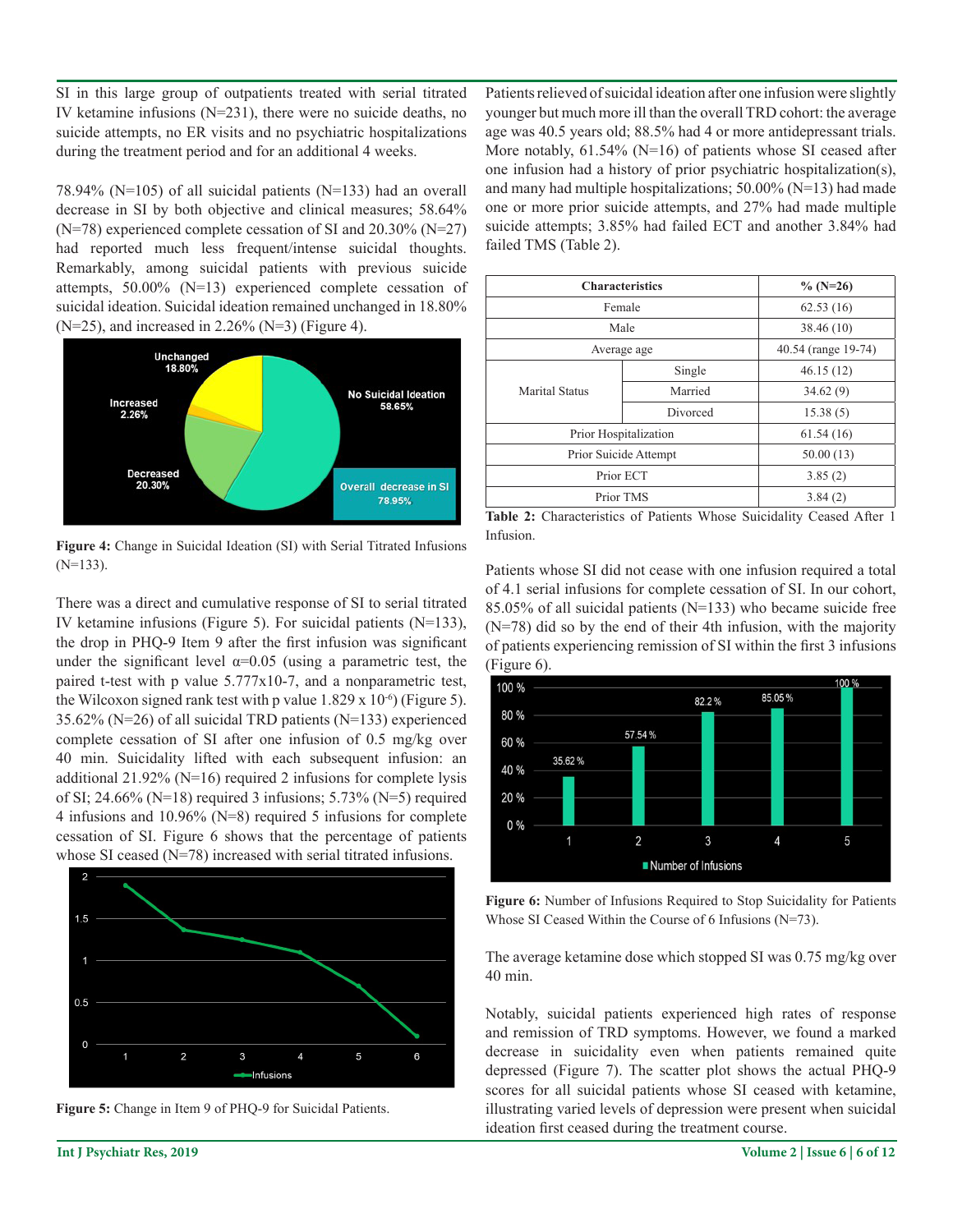SI in this large group of outpatients treated with serial titrated IV ketamine infusions (N=231), there were no suicide deaths, no suicide attempts, no ER visits and no psychiatric hospitalizations during the treatment period and for an additional 4 weeks.

78.94% (N=105) of all suicidal patients (N=133) had an overall decrease in SI by both objective and clinical measures; 58.64% (N=78) experienced complete cessation of SI and 20.30% (N=27) had reported much less frequent/intense suicidal thoughts. Remarkably, among suicidal patients with previous suicide attempts, 50.00% (N=13) experienced complete cessation of suicidal ideation. Suicidal ideation remained unchanged in 18.80% (N=25), and increased in 2.26% (N=3) (Figure 4).

**Figure 4:** Change in Suicidal Ideation (SI) with Serial Titrated Infusions (N=133).

There was a direct and cumulative response of SI to serial titrated IV ketamine infusions (Figure 5). For suicidal patients (N=133), the drop in PHQ-9 Item 9 after the first infusion was significant under the significant level $\alpha=0.05$ (using a parametric test, the paired t-test with p value 5.777x10-7, and a nonparametric test, the Wilcoxon signed rank test with p value $1.829 \times 10^{-6}$) (Figure 5). 35.62% (N=26) of all suicidal TRD patients (N=133) experienced complete cessation of SI after one infusion of 0.5 mg/kg over 40 min. Suicidality lifted with each subsequent infusion: an additional 21.92% (N=16) required 2 infusions for complete lysis of SI; 24.66% (N=18) required 3 infusions; 5.73% (N=5) required 4 infusions and 10.96% (N=8) required 5 infusions for complete cessation of SI. Figure 6 shows that the percentage of patients whose SI ceased (N=78) increased with serial titrated infusions.

**Figure 5:** Change in Item 9 of PHQ-9 for Suicidal Patients.

Patients relieved of suicidal ideation after one infusion were slightly younger but much more ill than the overall TRD cohort: the average age was 40.5 years old; 88.5% had 4 or more antidepressant trials. More notably, 61.54% (N=16) of patients whose SI ceased after one infusion had a history of prior psychiatric hospitalization(s), and many had multiple hospitalizations; 50.00% (N=13) had made one or more prior suicide attempts, and 27% had made multiple suicide attempts; 3.85% had failed ECT and another 3.84% had failed TMS (Table 2).

| Characteristics | | % (N=26) |
|---|---|---|
| Female | | 62.53 (16) |
| Male | | 38.46 (10) |
| Average age | | 40.54 (range 19-74) |
| Marital Status | Single | 46.15 (12) |
| | Married | 34.62 (9) |
| | Divorced | 15.38 (5) |
| Prior Hospitalization | | 61.54 (16) |
| Prior Suicide Attempt | | 50.00 (13) |
| Prior ECT | | 3.85 (2) |
| Prior TMS | | 3.84 (2) |

**Table 2:** Characteristics of Patients Whose Suicidality Ceased After 1 Infusion.

Patients whose SI did not cease with one infusion required a total of 4.1 serial infusions for complete cessation of SI. In our cohort, 85.05% of all suicidal patients (N=133) who became suicide free (N=78) did so by the end of their 4th infusion, with the majority of patients experiencing remission of SI within the first 3 infusions (Figure 6).

**Figure 6:** Number of Infusions Required to Stop Suicidality for Patients Whose SI Ceased Within the Course of 6 Infusions (N=73).

The average ketamine dose which stopped SI was 0.75 mg/kg over 40 min.

Notably, suicidal patients experienced high rates of response and remission of TRD symptoms. However, we found a marked decrease in suicidality even when patients remained quite depressed (Figure 7). The scatter plot shows the actual PHQ-9 scores for all suicidal patients whose SI ceased with ketamine, illustrating varied levels of depression were present when suicidal ideation first ceased during the treatment course.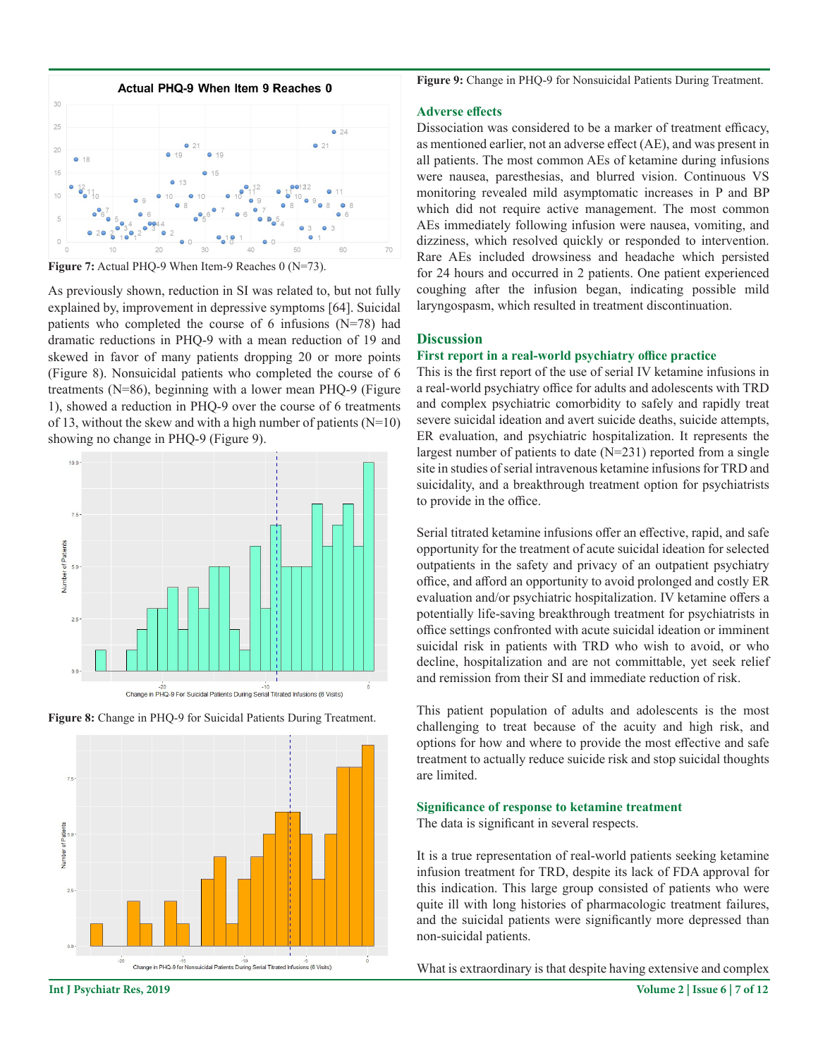Figure 7: Actual PHQ-9 When Item-9 Reaches 0 (N=73).

As previously shown, reduction in SI was related to, but not fully explained by, improvement in depressive symptoms [64]. Suicidal patients who completed the course of 6 infusions (N=78) had dramatic reductions in PHQ-9 with a mean reduction of 19 and skewed in favor of many patients dropping 20 or more points (Figure 8). Nonsuicidal patients who completed the course of 6 treatments (N=86), beginning with a lower mean PHQ-9 (Figure 1), showed a reduction in PHQ-9 over the course of 6 treatments of 13, without the skew and with a high number of patients (N=10) showing no change in PHQ-9 (Figure 9).

Figure 8: Change in PHQ-9 for Suicidal Patients During Treatment.

Figure 9: Change in PHQ-9 for Nonsuicidal Patients During Treatment.

### Adverse effects

Dissociation was considered to be a marker of treatment efficacy, as mentioned earlier, not an adverse effect (AE), and was present in all patients. The most common AEs of ketamine during infusions were nausea, paresthesias, and blurred vision. Continuous VS monitoring revealed mild asymptomatic increases in P and BP which did not require active management. The most common AEs immediately following infusion were nausea, vomiting, and dizziness, which resolved quickly or responded to intervention. Rare AEs included drowsiness and headache which persisted for 24 hours and occurred in 2 patients. One patient experienced coughing after the infusion began, indicating possible mild laryngospasm, which resulted in treatment discontinuation.

## Discussion

### First report in a real-world psychiatry office practice

This is the first report of the use of serial IV ketamine infusions in a real-world psychiatry office for adults and adolescents with TRD and complex psychiatric comorbidity to safely and rapidly treat severe suicidal ideation and avert suicide deaths, suicide attempts, ER evaluation, and psychiatric hospitalization. It represents the largest number of patients to date (N=231) reported from a single site in studies of serial intravenous ketamine infusions for TRD and suicidality, and a breakthrough treatment option for psychiatrists to provide in the office.

Serial titrated ketamine infusions offer an effective, rapid, and safe opportunity for the treatment of acute suicidal ideation for selected outpatients in the safety and privacy of an outpatient psychiatry office, and afford an opportunity to avoid prolonged and costly ER evaluation and/or psychiatric hospitalization. IV ketamine offers a potentially life-saving breakthrough treatment for psychiatrists in office settings confronted with acute suicidal ideation or imminent suicidal risk in patients with TRD who wish to avoid, or who decline, hospitalization and are not committable, yet seek relief and remission from their SI and immediate reduction of risk.

This patient population of adults and adolescents is the most challenging to treat because of the acuity and high risk, and options for how and where to provide the most effective and safe treatment to actually reduce suicide risk and stop suicidal thoughts are limited.

### Significance of response to ketamine treatment

The data is significant in several respects.

It is a true representation of real-world patients seeking ketamine infusion treatment for TRD, despite its lack of FDA approval for this indication. This large group consisted of patients who were quite ill with long histories of pharmacologic treatment failures, and the suicidal patients were significantly more depressed than non-suicidal patients.

What is extraordinary is that despite having extensive and complex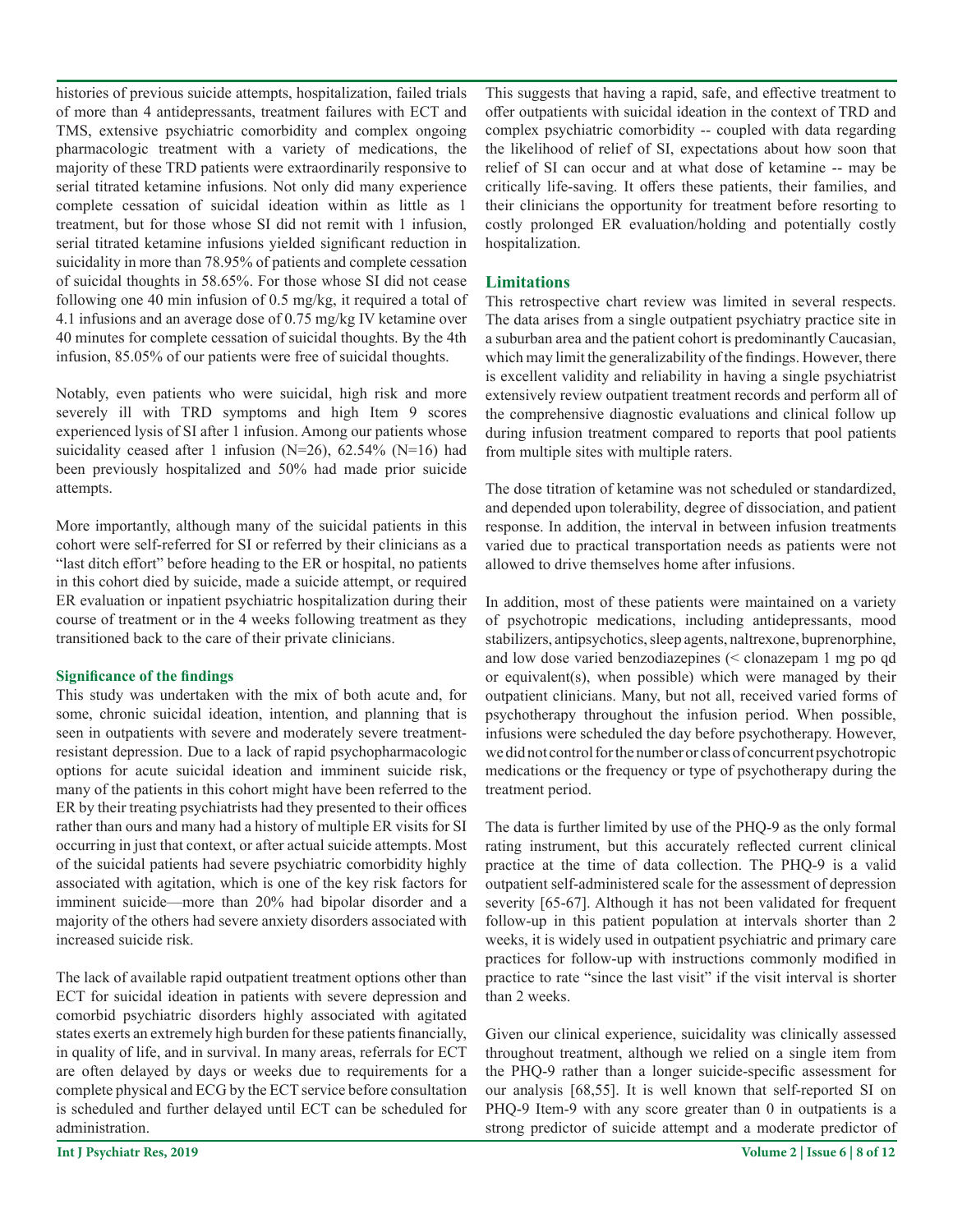histories of previous suicide attempts, hospitalization, failed trials of more than 4 antidepressants, treatment failures with ECT and TMS, extensive psychiatric comorbidity and complex ongoing pharmacologic treatment with a variety of medications, the majority of these TRD patients were extraordinarily responsive to serial titrated ketamine infusions. Not only did many experience complete cessation of suicidal ideation within as little as 1 treatment, but for those whose SI did not remit with 1 infusion, serial titrated ketamine infusions yielded significant reduction in suicidality in more than 78.95% of patients and complete cessation of suicidal thoughts in 58.65%. For those whose SI did not cease following one 40 min infusion of 0.5 mg/kg, it required a total of 4.1 infusions and an average dose of 0.75 mg/kg IV ketamine over 40 minutes for complete cessation of suicidal thoughts. By the 4th infusion, 85.05% of our patients were free of suicidal thoughts.

Notably, even patients who were suicidal, high risk and more severely ill with TRD symptoms and high Item 9 scores experienced lysis of SI after 1 infusion. Among our patients whose suicidality ceased after 1 infusion (N=26), 62.54% (N=16) had been previously hospitalized and 50% had made prior suicide attempts.

More importantly, although many of the suicidal patients in this cohort were self-referred for SI or referred by their clinicians as a "last ditch effort" before heading to the ER or hospital, no patients in this cohort died by suicide, made a suicide attempt, or required ER evaluation or inpatient psychiatric hospitalization during their course of treatment or in the 4 weeks following treatment as they transitioned back to the care of their private clinicians.

#### Significance of the findings

This study was undertaken with the mix of both acute and, for some, chronic suicidal ideation, intention, and planning that is seen in outpatients with severe and moderately severe treatment-resistant depression. Due to a lack of rapid psychopharmacologic options for acute suicidal ideation and imminent suicide risk, many of the patients in this cohort might have been referred to the ER by their treating psychiatrists had they presented to their offices rather than ours and many had a history of multiple ER visits for SI occurring in just that context, or after actual suicide attempts. Most of the suicidal patients had severe psychiatric comorbidity highly associated with agitation, which is one of the key risk factors for imminent suicide—more than 20% had bipolar disorder and a majority of the others had severe anxiety disorders associated with increased suicide risk.

The lack of available rapid outpatient treatment options other than ECT for suicidal ideation in patients with severe depression and comorbid psychiatric disorders highly associated with agitated states exerts an extremely high burden for these patients financially, in quality of life, and in survival. In many areas, referrals for ECT are often delayed by days or weeks due to requirements for a complete physical and ECG by the ECT service before consultation is scheduled and further delayed until ECT can be scheduled for administration.

This suggests that having a rapid, safe, and effective treatment to offer outpatients with suicidal ideation in the context of TRD and complex psychiatric comorbidity -- coupled with data regarding the likelihood of relief of SI, expectations about how soon that relief of SI can occur and at what dose of ketamine -- may be critically life-saving. It offers these patients, their families, and their clinicians the opportunity for treatment before resorting to costly prolonged ER evaluation/holding and potentially costly hospitalization.

### Limitations

This retrospective chart review was limited in several respects. The data arises from a single outpatient psychiatry practice site in a suburban area and the patient cohort is predominantly Caucasian, which may limit the generalizability of the findings. However, there is excellent validity and reliability in having a single psychiatrist extensively review outpatient treatment records and perform all of the comprehensive diagnostic evaluations and clinical follow up during infusion treatment compared to reports that pool patients from multiple sites with multiple raters.

The dose titration of ketamine was not scheduled or standardized, and depended upon tolerability, degree of dissociation, and patient response. In addition, the interval in between infusion treatments varied due to practical transportation needs as patients were not allowed to drive themselves home after infusions.

In addition, most of these patients were maintained on a variety of psychotropic medications, including antidepressants, mood stabilizers, antipsychotics, sleep agents, naltrexone, buprenorphine, and low dose varied benzodiazepines (< clonazepam 1 mg po qd or equivalent(s), when possible) which were managed by their outpatient clinicians. Many, but not all, received varied forms of psychotherapy throughout the infusion period. When possible, infusions were scheduled the day before psychotherapy. However, we did not control for the number or class of concurrent psychotropic medications or the frequency or type of psychotherapy during the treatment period.

The data is further limited by use of the PHQ-9 as the only formal rating instrument, but this accurately reflected current clinical practice at the time of data collection. The PHQ-9 is a valid outpatient self-administered scale for the assessment of depression severity [65-67]. Although it has not been validated for frequent follow-up in this patient population at intervals shorter than 2 weeks, it is widely used in outpatient psychiatric and primary care practices for follow-up with instructions commonly modified in practice to rate "since the last visit" if the visit interval is shorter than 2 weeks.

Given our clinical experience, suicidality was clinically assessed throughout treatment, although we relied on a single item from the PHQ-9 rather than a longer suicide-specific assessment for our analysis [68,55]. It is well known that self-reported SI on PHQ-9 Item-9 with any score greater than 0 in outpatients is a strong predictor of suicide attempt and a moderate predictor of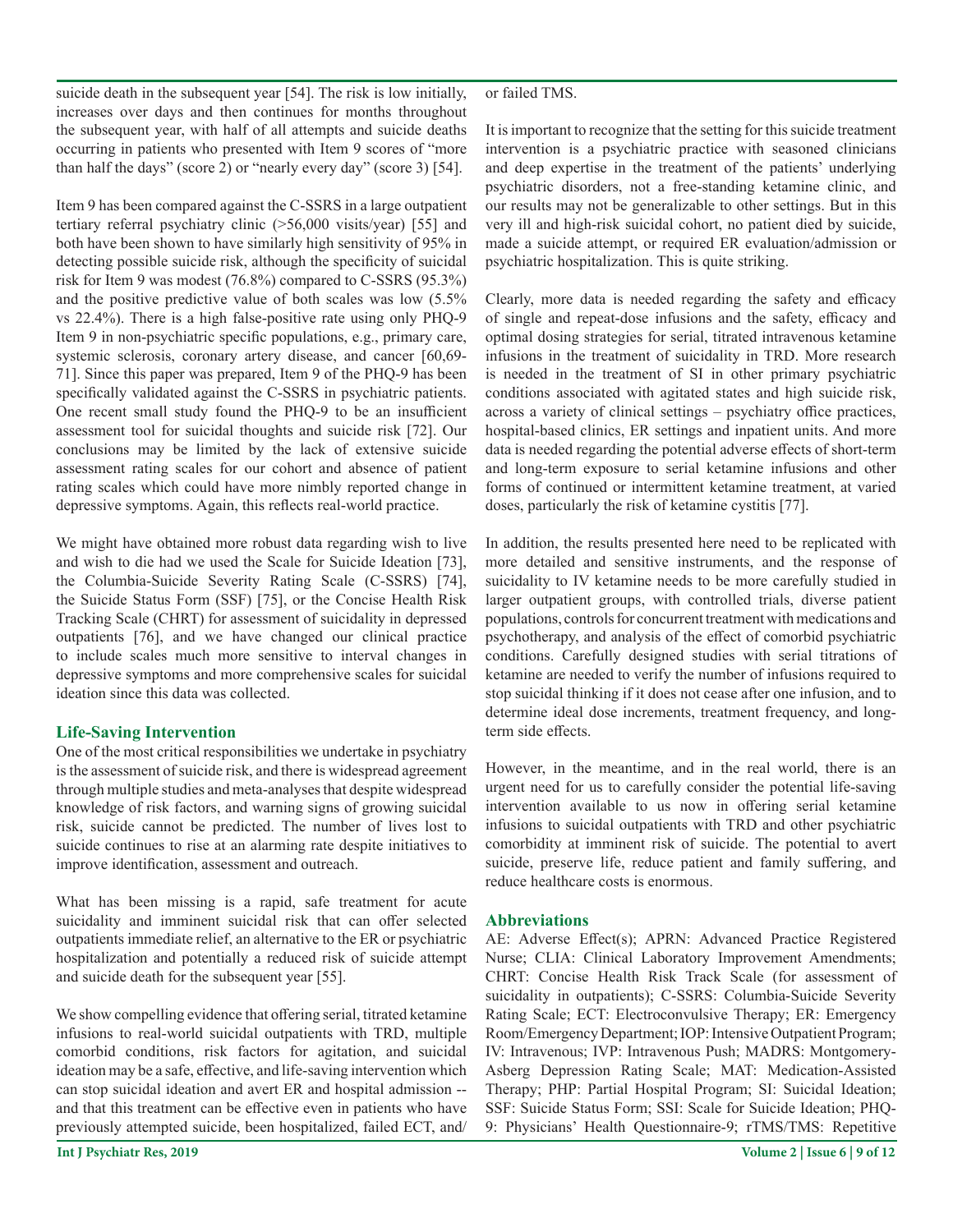suicide death in the subsequent year [54]. The risk is low initially, increases over days and then continues for months throughout the subsequent year, with half of all attempts and suicide deaths occurring in patients who presented with Item 9 scores of "more than half the days" (score 2) or "nearly every day" (score 3) [54].

Item 9 has been compared against the C-SSRS in a large outpatient tertiary referral psychiatry clinic (>56,000 visits/year) [55] and both have been shown to have similarly high sensitivity of 95% in detecting possible suicide risk, although the specificity of suicidal risk for Item 9 was modest (76.8%) compared to C-SSRS (95.3%) and the positive predictive value of both scales was low (5.5% vs 22.4%). There is a high false-positive rate using only PHQ-9 Item 9 in non-psychiatric specific populations, e.g., primary care, systemic sclerosis, coronary artery disease, and cancer [60,69-71]. Since this paper was prepared, Item 9 of the PHQ-9 has been specifically validated against the C-SSRS in psychiatric patients. One recent small study found the PHQ-9 to be an insufficient assessment tool for suicidal thoughts and suicide risk [72]. Our conclusions may be limited by the lack of extensive suicide assessment rating scales for our cohort and absence of patient rating scales which could have more nimbly reported change in depressive symptoms. Again, this reflects real-world practice.

We might have obtained more robust data regarding wish to live and wish to die had we used the Scale for Suicide Ideation [73], the Columbia-Suicide Severity Rating Scale (C-SSRS) [74], the Suicide Status Form (SSF) [75], or the Concise Health Risk Tracking Scale (CHRT) for assessment of suicidality in depressed outpatients [76], and we have changed our clinical practice to include scales much more sensitive to interval changes in depressive symptoms and more comprehensive scales for suicidal ideation since this data was collected.

## Life-Saving Intervention

One of the most critical responsibilities we undertake in psychiatry is the assessment of suicide risk, and there is widespread agreement through multiple studies and meta-analyses that despite widespread knowledge of risk factors, and warning signs of growing suicidal risk, suicide cannot be predicted. The number of lives lost to suicide continues to rise at an alarming rate despite initiatives to improve identification, assessment and outreach.

What has been missing is a rapid, safe treatment for acute suicidality and imminent suicidal risk that can offer selected outpatients immediate relief, an alternative to the ER or psychiatric hospitalization and potentially a reduced risk of suicide attempt and suicide death for the subsequent year [55].

We show compelling evidence that offering serial, titrated ketamine infusions to real-world suicidal outpatients with TRD, multiple comorbid conditions, risk factors for agitation, and suicidal ideation may be a safe, effective, and life-saving intervention which can stop suicidal ideation and avert ER and hospital admission -- and that this treatment can be effective even in patients who have previously attempted suicide, been hospitalized, failed ECT, and/or failed TMS.

It is important to recognize that the setting for this suicide treatment intervention is a psychiatric practice with seasoned clinicians and deep expertise in the treatment of the patients' underlying psychiatric disorders, not a free-standing ketamine clinic, and our results may not be generalizable to other settings. But in this very ill and high-risk suicidal cohort, no patient died by suicide, made a suicide attempt, or required ER evaluation/admission or psychiatric hospitalization. This is quite striking.

Clearly, more data is needed regarding the safety and efficacy of single and repeat-dose infusions and the safety, efficacy and optimal dosing strategies for serial, titrated intravenous ketamine infusions in the treatment of suicidality in TRD. More research is needed in the treatment of SI in other primary psychiatric conditions associated with agitated states and high suicide risk, across a variety of clinical settings – psychiatry office practices, hospital-based clinics, ER settings and inpatient units. And more data is needed regarding the potential adverse effects of short-term and long-term exposure to serial ketamine infusions and other forms of continued or intermittent ketamine treatment, at varied doses, particularly the risk of ketamine cystitis [77].

In addition, the results presented here need to be replicated with more detailed and sensitive instruments, and the response of suicidality to IV ketamine needs to be more carefully studied in larger outpatient groups, with controlled trials, diverse patient populations, controls for concurrent treatment with medications and psychotherapy, and analysis of the effect of comorbid psychiatric conditions. Carefully designed studies with serial titrations of ketamine are needed to verify the number of infusions required to stop suicidal thinking if it does not cease after one infusion, and to determine ideal dose increments, treatment frequency, and long-term side effects.

However, in the meantime, and in the real world, there is an urgent need for us to carefully consider the potential life-saving intervention available to us now in offering serial ketamine infusions to suicidal outpatients with TRD and other psychiatric comorbidity at imminent risk of suicide. The potential to avert suicide, preserve life, reduce patient and family suffering, and reduce healthcare costs is enormous.

## Abbreviations

AE: Adverse Effect(s); APRN: Advanced Practice Registered Nurse; CLIA: Clinical Laboratory Improvement Amendments; CHRT: Concise Health Risk Track Scale (for assessment of suicidality in outpatients); C-SSRS: Columbia-Suicide Severity Rating Scale; ECT: Electroconvulsive Therapy; ER: Emergency Room/Emergency Department; IOP: Intensive Outpatient Program; IV: Intravenous; IVP: Intravenous Push; MADRS: Montgomery-Asberg Depression Rating Scale; MAT: Medication-Assisted Therapy; PHP: Partial Hospital Program; SI: Suicidal Ideation; SSF: Suicide Status Form; SSI: Scale for Suicide Ideation; PHQ-9: Physicians' Health Questionnaire-9; rTMS/TMS: Repetitive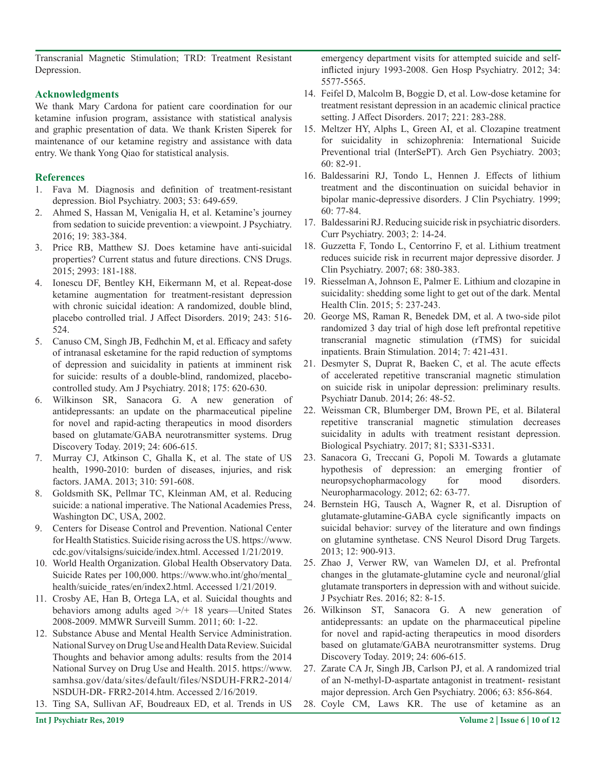Transcranial Magnetic Stimulation; TRD: Treatment Resistant Depression.

## Acknowledgments

We thank Mary Cardona for patient care coordination for our ketamine infusion program, assistance with statistical analysis and graphic presentation of data. We thank Kristen Siperek for maintenance of our ketamine registry and assistance with data entry. We thank Yong Qiao for statistical analysis.

## References

1. Fava M. Diagnosis and definition of treatment-resistant depression. Biol Psychiatry. 2003; 53: 649-659.
2. Ahmed S, Hassan M, Venigalia H, et al. Ketamine's journey from sedation to suicide prevention: a viewpoint. J Psychiatry. 2016; 19: 383-384.
3. Price RB, Matthew SJ. Does ketamine have anti-suicidal properties? Current status and future directions. CNS Drugs. 2015; 2993: 181-188.
4. Ionescu DF, Bentley KH, Eikermann M, et al. Repeat-dose ketamine augmentation for treatment-resistant depression with chronic suicidal ideation: A randomized, double blind, placebo controlled trial. J Affect Disorders. 2019; 243: 516-524.
5. Canuso CM, Singh JB, Fedhchin M, et al. Efficacy and safety of intranasal esketamine for the rapid reduction of symptoms of depression and suicidality in patients at imminent risk for suicide: results of a double-blind, randomized, placebo-controlled study. Am J Psychiatry. 2018; 175: 620-630.
6. Wilkinson SR, Sanacora G. A new generation of antidepressants: an update on the pharmaceutical pipeline for novel and rapid-acting therapeutics in mood disorders based on glutamate/GABA neurotransmitter systems. Drug Discovery Today. 2019; 24: 606-615.
7. Murray CJ, Atkinson C, Ghalla K, et al. The state of US health, 1990-2010: burden of diseases, injuries, and risk factors. JAMA. 2013; 310: 591-608.
8. Goldsmith SK, Pellmar TC, Kleinman AM, et al. Reducing suicide: a national imperative. The National Academies Press, Washington DC, USA, 2002.
9. Centers for Disease Control and Prevention. National Center for Health Statistics. Suicide rising across the US. https://www.cdc.gov/vitalsigns/suicide/index.html. Accessed 1/21/2019.
10. World Health Organization. Global Health Observatory Data. Suicide Rates per 100,000. https://www.who.int/gho/mental_health/suicide_rates/en/index2.html. Accessed 1/21/2019.
11. Crosby AE, Han B, Ortega LA, et al. Suicidal thoughts and behaviors among adults aged >/+ 18 years—United States 2008-2009. MMWR Surveill Summ. 2011; 60: 1-22.
12. Substance Abuse and Mental Health Service Administration. National Survey on Drug Use and Health Data Review. Suicidal Thoughts and behavior among adults: results from the 2014 National Survey on Drug Use and Health. 2015. https://www.samhsa.gov/data/sites/default/files/NSDUH-FRR2-2014/NSDUH-DR- FRR2-2014.htm. Accessed 2/16/2019.
13. Ting SA, Sullivan AF, Boudreaux ED, et al. Trends in US emergency department visits for attempted suicide and self-inflicted injury 1993-2008. Gen Hosp Psychiatry. 2012; 34: 5577-5565.
14. Feifel D, Malcolm B, Boggie D, et al. Low-dose ketamine for treatment resistant depression in an academic clinical practice setting. J Affect Disorders. 2017; 221: 283-288.
15. Meltzer HY, Alphs L, Green AI, et al. Clozapine treatment for suicidality in schizophrenia: International Suicide Preventional trial (InterSePT). Arch Gen Psychiatry. 2003; 60: 82-91.
16. Baldessarini RJ, Tondo L, Hennen J. Effects of lithium treatment and the discontinuation on suicidal behavior in bipolar manic-depressive disorders. J Clin Psychiatry. 1999; 60: 77-84.
17. Baldessarini RJ. Reducing suicide risk in psychiatric disorders. Curr Psychiatry. 2003; 2: 14-24.
18. Guzzetta F, Tondo L, Centorrino F, et al. Lithium treatment reduces suicide risk in recurrent major depressive disorder. J Clin Psychiatry. 2007; 68: 380-383.
19. Riesselman A, Johnson E, Palmer E. Lithium and clozapine in suicidality: shedding some light to get out of the dark. Mental Health Clin. 2015; 5: 237-243.
20. George MS, Raman R, Benedek DM, et al. A two-side pilot randomized 3 day trial of high dose left prefrontal repetitive transcranial magnetic stimulation (rTMS) for suicidal inpatients. Brain Stimulation. 2014; 7: 421-431.
21. Desmyter S, Duprat R, Baeken C, et al. The acute effects of accelerated repetitive transcranial magnetic stimulation on suicide risk in unipolar depression: preliminary results. Psychiatr Danub. 2014; 26: 48-52.
22. Weissman CR, Blumberger DM, Brown PE, et al. Bilateral repetitive transcranial magnetic stimulation decreases suicidality in adults with treatment resistant depression. Biological Psychiatry. 2017; 81; S331-S331.
23. Sanacora G, Treccani G, Popoli M. Towards a glutamate hypothesis of depression: an emerging frontier of neuropsychopharmacology for mood disorders. Neuropharmacology. 2012; 62: 63-77.
24. Bernstein HG, Tausch A, Wagner R, et al. Disruption of glutamate-glutamine-GABA cycle significantly impacts on suicidal behavior: survey of the literature and own findings on glutamine synthetase. CNS Neurol Disord Drug Targets. 2013; 12: 900-913.
25. Zhao J, Verwer RW, van Wamelen DJ, et al. Prefrontal changes in the glutamate-glutamine cycle and neuronal/glial glutamate transporters in depression with and without suicide. J Psychiatr Res. 2016; 82: 8-15.
26. Wilkinson ST, Sanacora G. A new generation of antidepressants: an update on the pharmaceutical pipeline for novel and rapid-acting therapeutics in mood disorders based on glutamate/GABA neurotransmitter systems. Drug Discovery Today. 2019; 24: 606-615.
27. Zarate CA Jr, Singh JB, Carlson PJ, et al. A randomized trial of an N-methyl-D-aspartate antagonist in treatment- resistant major depression. Arch Gen Psychiatry. 2006; 63: 856-864.
28. Coyle CM, Laws KR. The use of ketamine as an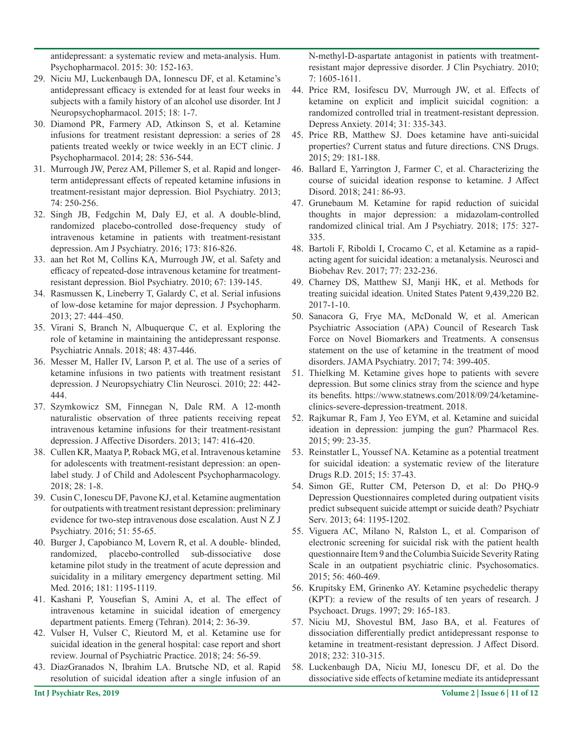antidepressant: a systematic review and meta-analysis. Hum. Psychopharmacol. 2015: 30: 152-163.

29. Niciu MJ, Luckenbaugh DA, Ionnescu DF, et al. Ketamine's antidepressant efficacy is extended for at least four weeks in subjects with a family history of an alcohol use disorder. Int J Neuropsychopharmacol. 2015; 18: 1-7.
30. Diamond PR, Farmery AD, Atkinson S, et al. Ketamine infusions for treatment resistant depression: a series of 28 patients treated weekly or twice weekly in an ECT clinic. J Psychopharmacol. 2014; 28: 536-544.
31. Murrough JW, Perez AM, Pillemer S, et al. Rapid and longer-term antidepressant effects of repeated ketamine infusions in treatment-resistant major depression. Biol Psychiatry. 2013; 74: 250-256.
32. Singh JB, Fedgchin M, Daly EJ, et al. A double-blind, randomized placebo-controlled dose-frequency study of intravenous ketamine in patients with treatment-resistant depression. Am J Psychiatry. 2016; 173: 816-826.
33. aan het Rot M, Collins KA, Murrough JW, et al. Safety and efficacy of repeated-dose intravenous ketamine for treatment-resistant depression. Biol Psychiatry. 2010; 67: 139-145.
34. Rasmussen K, Lineberry T, Galardy C, et al. Serial infusions of low-dose ketamine for major depression. J Psychopharm. 2013; 27: 444–450.
35. Virani S, Branch N, Albuquerque C, et al. Exploring the role of ketamine in maintaining the antidepressant response. Psychiatric Annals. 2018; 48: 437-446.
36. Messer M, Haller IV, Larson P, et al. The use of a series of ketamine infusions in two patients with treatment resistant depression. J Neuropsychiatry Clin Neurosci. 2010; 22: 442-444.
37. Szymkowicz SM, Finnegan N, Dale RM. A 12-month naturalistic observation of three patients receiving repeat intravenous ketamine infusions for their treatment-resistant depression. J Affective Disorders. 2013; 147: 416-420.
38. Cullen KR, Maatya P, Roback MG, et al. Intravenous ketamine for adolescents with treatment-resistant depression: an open-label study. J of Child and Adolescent Psychopharmacology. 2018; 28: 1-8.
39. Cusin C, Ionescu DF, Pavone KJ, et al. Ketamine augmentation for outpatients with treatment resistant depression: preliminary evidence for two-step intravenous dose escalation. Aust N Z J Psychiatry. 2016; 51: 55-65.
40. Burger J, Capobianco M, Lovern R, et al. A double- blinded, randomized, placebo-controlled sub-dissociative dose ketamine pilot study in the treatment of acute depression and suicidality in a military emergency department setting. Mil Med. 2016; 181: 1195-1119.
41. Kashani P, Yousefian S, Amini A, et al. The effect of intravenous ketamine in suicidal ideation of emergency department patients. Emerg (Tehran). 2014; 2: 36-39.
42. Vulser H, Vulser C, Rieutord M, et al. Ketamine use for suicidal ideation in the general hospital: case report and short review. Journal of Psychiatric Practice. 2018; 24: 56-59.
43. DiazGranados N, Ibrahim LA. Brutsche ND, et al. Rapid resolution of suicidal ideation after a single infusion of an N-methyl-D-aspartate antagonist in patients with treatment-resistant major depressive disorder. J Clin Psychiatry. 2010; 7: 1605-1611.
44. Price RM, Iosifescu DV, Murrough JW, et al. Effects of ketamine on explicit and implicit suicidal cognition: a randomized controlled trial in treatment-resistant depression. Depress Anxiety. 2014; 31: 335-343.
45. Price RB, Matthew SJ. Does ketamine have anti-suicidal properties? Current status and future directions. CNS Drugs. 2015; 29: 181-188.
46. Ballard E, Yarrington J, Farmer C, et al. Characterizing the course of suicidal ideation response to ketamine. J Affect Disord. 2018; 241: 86-93.
47. Grunebaum M. Ketamine for rapid reduction of suicidal thoughts in major depression: a midazolam-controlled randomized clinical trial. Am J Psychiatry. 2018; 175: 327-335.
48. Bartoli F, Riboldi I, Crocamo C, et al. Ketamine as a rapid-acting agent for suicidal ideation: a metanalysis. Neurosci and Biobehav Rev. 2017; 77: 232-236.
49. Charney DS, Matthew SJ, Manji HK, et al. Methods for treating suicidal ideation. United States Patent 9,439,220 B2. 2017-1-10.
50. Sanacora G, Frye MA, McDonald W, et al. American Psychiatric Association (APA) Council of Research Task Force on Novel Biomarkers and Treatments. A consensus statement on the use of ketamine in the treatment of mood disorders. JAMA Psychiatry. 2017; 74: 399-405.
51. Thielking M. Ketamine gives hope to patients with severe depression. But some clinics stray from the science and hype its benefits. https://www.statnews.com/2018/09/24/ketamine-clinics-severe-depression-treatment. 2018.
52. Rajkumar R, Fam J, Yeo EYM, et al. Ketamine and suicidal ideation in depression: jumping the gun? Pharmacol Res. 2015; 99: 23-35.
53. Reinstatler L, Youssef NA. Ketamine as a potential treatment for suicidal ideation: a systematic review of the literature Drugs R.D. 2015; 15: 37-43.
54. Simon GE, Rutter CM, Peterson D, et al: Do PHQ-9 Depression Questionnaires completed during outpatient visits predict subsequent suicide attempt or suicide death? Psychiatr Serv. 2013; 64: 1195-1202.
55. Viguera AC, Milano N, Ralston L, et al. Comparison of electronic screening for suicidal risk with the patient health questionnaire Item 9 and the Columbia Suicide Severity Rating Scale in an outpatient psychiatric clinic. Psychosomatics. 2015; 56: 460-469.
56. Krupitsky EM, Grinenko AY. Ketamine psychedelic therapy (KPT): a review of the results of ten years of research. J Psychoact. Drugs. 1997; 29: 165-183.
57. Niciu MJ, Shovestul BM, Jaso BA, et al. Features of dissociation differentially predict antidepressant response to ketamine in treatment-resistant depression. J Affect Disord. 2018; 232: 310-315.
58. Luckenbaugh DA, Niciu MJ, Ionescu DF, et al. Do the dissociative side effects of ketamine mediate its antidepressant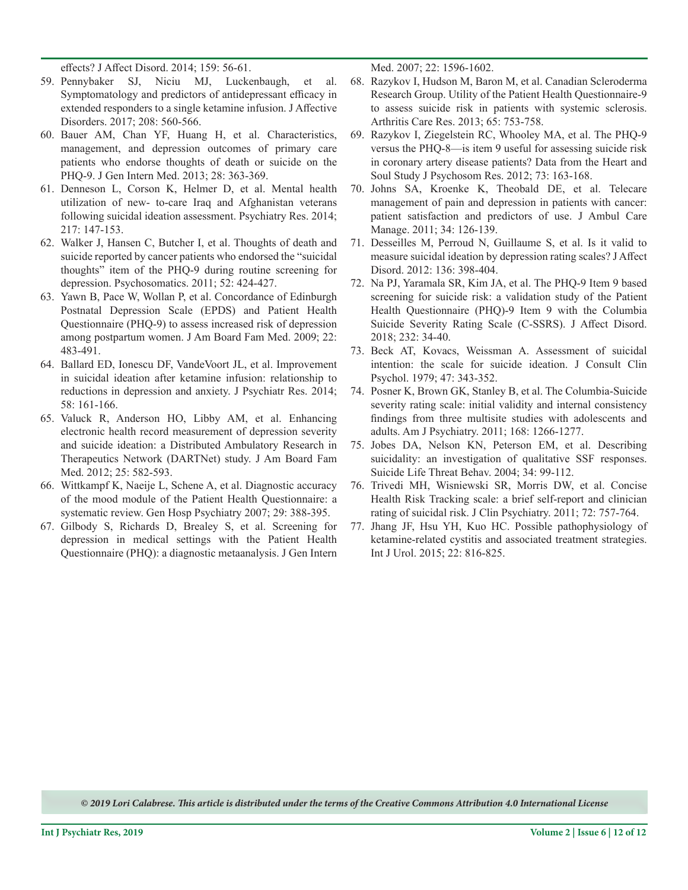effects? J Affect Disord. 2014; 159: 56-61.

59. Pennybaker SJ, Niciu MJ, Luckenbaugh, et al. Symptomatology and predictors of antidepressant efficacy in extended responders to a single ketamine infusion. J Affective Disorders. 2017; 208: 560-566.
60. Bauer AM, Chan YF, Huang H, et al. Characteristics, management, and depression outcomes of primary care patients who endorse thoughts of death or suicide on the PHQ-9. J Gen Intern Med. 2013; 28: 363-369.
61. Denneson L, Corson K, Helmer D, et al. Mental health utilization of new- to-care Iraq and Afghanistan veterans following suicidal ideation assessment. Psychiatry Res. 2014; 217: 147-153.
62. Walker J, Hansen C, Butcher I, et al. Thoughts of death and suicide reported by cancer patients who endorsed the "suicidal thoughts" item of the PHQ-9 during routine screening for depression. Psychosomatics. 2011; 52: 424-427.
63. Yawn B, Pace W, Wollan P, et al. Concordance of Edinburgh Postnatal Depression Scale (EPDS) and Patient Health Questionnaire (PHQ-9) to assess increased risk of depression among postpartum women. J Am Board Fam Med. 2009; 22: 483-491.
64. Ballard ED, Ionescu DF, VandeVoort JL, et al. Improvement in suicidal ideation after ketamine infusion: relationship to reductions in depression and anxiety. J Psychiatr Res. 2014; 58: 161-166.
65. Valuck R, Anderson HO, Libby AM, et al. Enhancing electronic health record measurement of depression severity and suicide ideation: a Distributed Ambulatory Research in Therapeutics Network (DARTNet) study. J Am Board Fam Med. 2012; 25: 582-593.
66. Wittkampf K, Naeije L, Schene A, et al. Diagnostic accuracy of the mood module of the Patient Health Questionnaire: a systematic review. Gen Hosp Psychiatry 2007; 29: 388-395.
67. Gilbody S, Richards D, Brealey S, et al. Screening for depression in medical settings with the Patient Health Questionnaire (PHQ): a diagnostic metaanalysis. J Gen Intern Med. 2007; 22: 1596-1602.
68. Razykov I, Hudson M, Baron M, et al. Canadian Scleroderma Research Group. Utility of the Patient Health Questionnaire-9 to assess suicide risk in patients with systemic sclerosis. Arthritis Care Res. 2013; 65: 753-758.
69. Razykov I, Ziegelstein RC, Whooley MA, et al. The PHQ-9 versus the PHQ-8—is item 9 useful for assessing suicide risk in coronary artery disease patients? Data from the Heart and Soul Study J Psychosom Res. 2012; 73: 163-168.
70. Johns SA, Kroenke K, Theobald DE, et al. Telecare management of pain and depression in patients with cancer: patient satisfaction and predictors of use. J Ambul Care Manage. 2011; 34: 126-139.
71. Desseilles M, Perroud N, Guillaume S, et al. Is it valid to measure suicidal ideation by depression rating scales? J Affect Disord. 2012: 136: 398-404.
72. Na PJ, Yaramala SR, Kim JA, et al. The PHQ-9 Item 9 based screening for suicide risk: a validation study of the Patient Health Questionnaire (PHQ)-9 Item 9 with the Columbia Suicide Severity Rating Scale (C-SSRS). J Affect Disord. 2018; 232: 34-40.
73. Beck AT, Kovacs, Weissman A. Assessment of suicidal intention: the scale for suicide ideation. J Consult Clin Psychol. 1979; 47: 343-352.
74. Posner K, Brown GK, Stanley B, et al. The Columbia-Suicide severity rating scale: initial validity and internal consistency findings from three multisite studies with adolescents and adults. Am J Psychiatry. 2011; 168: 1266-1277.
75. Jobes DA, Nelson KN, Peterson EM, et al. Describing suicidality: an investigation of qualitative SSF responses. Suicide Life Threat Behav. 2004; 34: 99-112.
76. Trivedi MH, Wisniewski SR, Morris DW, et al. Concise Health Risk Tracking scale: a brief self-report and clinician rating of suicidal risk. J Clin Psychiatry. 2011; 72: 757-764.
77. Jhang JF, Hsu YH, Kuo HC. Possible pathophysiology of ketamine-related cystitis and associated treatment strategies. Int J Urol. 2015; 22: 816-825.

*© 2019 Lori Calabrese. This article is distributed under the terms of the Creative Commons Attribution 4.0 International License*